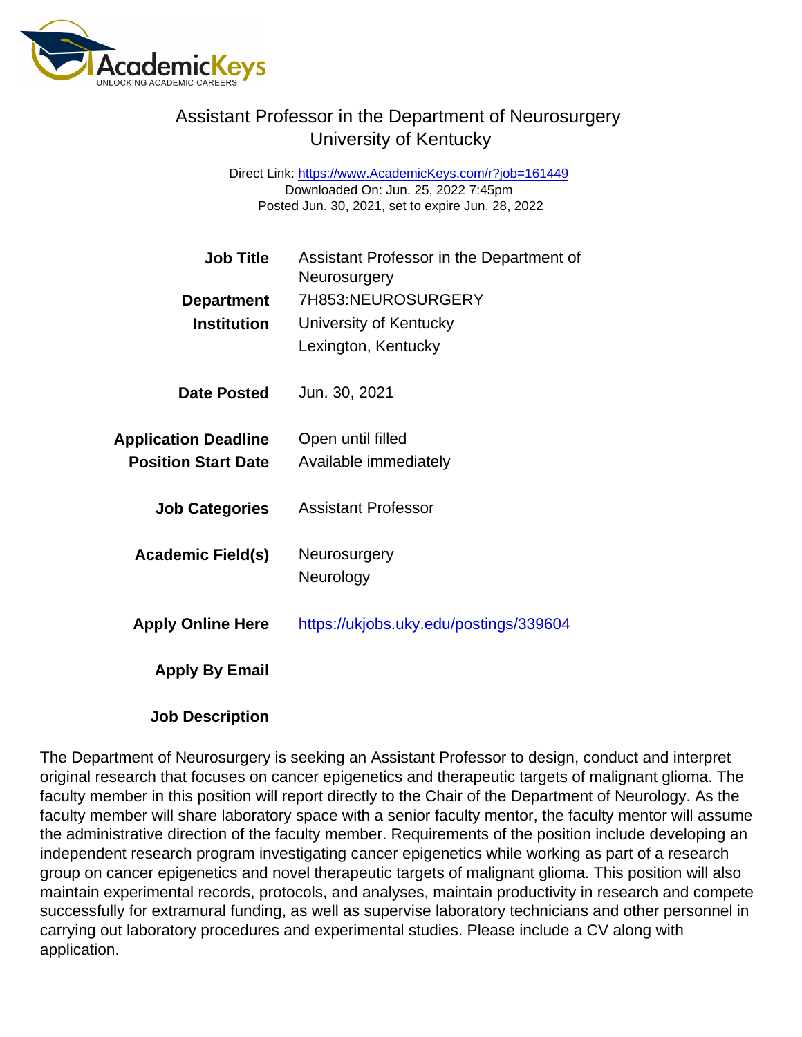# Assistant Professor in the Department of Neurosurgery
## University of Kentucky

Direct Link: https://www.AcademicKeys.com/r?job=161449
Downloaded On: Jun. 25, 2022 7:45pm
Posted Jun. 30, 2021, set to expire Jun. 28, 2022

| | |
|---|---|
| **Job Title** | Assistant Professor in the Department of Neurosurgery |
| **Department** | 7H853:NEUROSURGERY |
| **Institution** | University of Kentucky<br>Lexington, Kentucky |
| **Date Posted** | Jun. 30, 2021 |
| **Application Deadline** | Open until filled |
| **Position Start Date** | Available immediately |
| **Job Categories** | Assistant Professor |
| **Academic Field(s)** | Neurosurgery<br>Neurology |
| **Apply Online Here** | https://ukjobs.uky.edu/postings/339604 |
| **Apply By Email** | |

**Job Description**

The Department of Neurosurgery is seeking an Assistant Professor to design, conduct and interpret original research that focuses on cancer epigenetics and therapeutic targets of malignant glioma. The faculty member in this position will report directly to the Chair of the Department of Neurology. As the faculty member will share laboratory space with a senior faculty mentor, the faculty mentor will assume the administrative direction of the faculty member. Requirements of the position include developing an independent research program investigating cancer epigenetics while working as part of a research group on cancer epigenetics and novel therapeutic targets of malignant glioma. This position will also maintain experimental records, protocols, and analyses, maintain productivity in research and compete successfully for extramural funding, as well as supervise laboratory technicians and other personnel in carrying out laboratory procedures and experimental studies. Please include a CV along with application.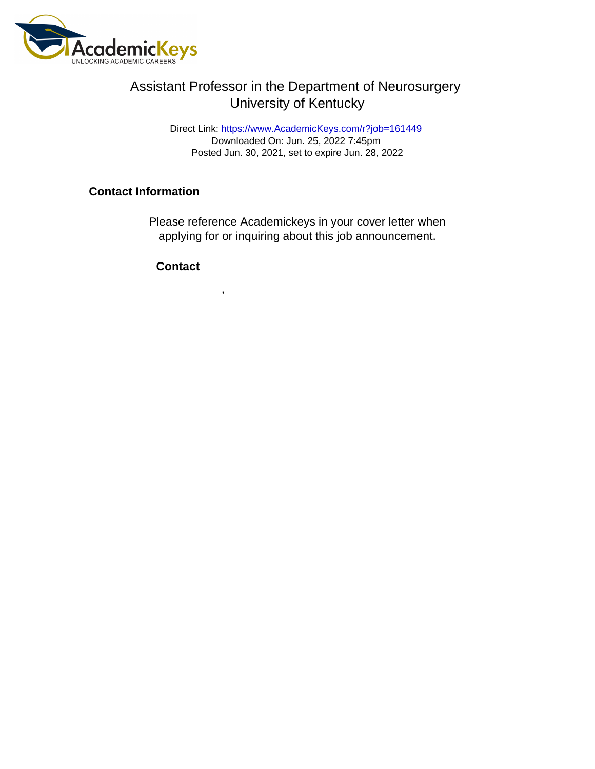# Assistant Professor in the Department of Neurosurgery
## University of Kentucky

Direct Link: https://www.AcademicKeys.com/r?job=161449
Downloaded On: Jun. 25, 2022 7:45pm
Posted Jun. 30, 2021, set to expire Jun. 28, 2022

### Contact Information

Please reference Academickeys in your cover letter when applying for or inquiring about this job announcement.

**Contact**

,